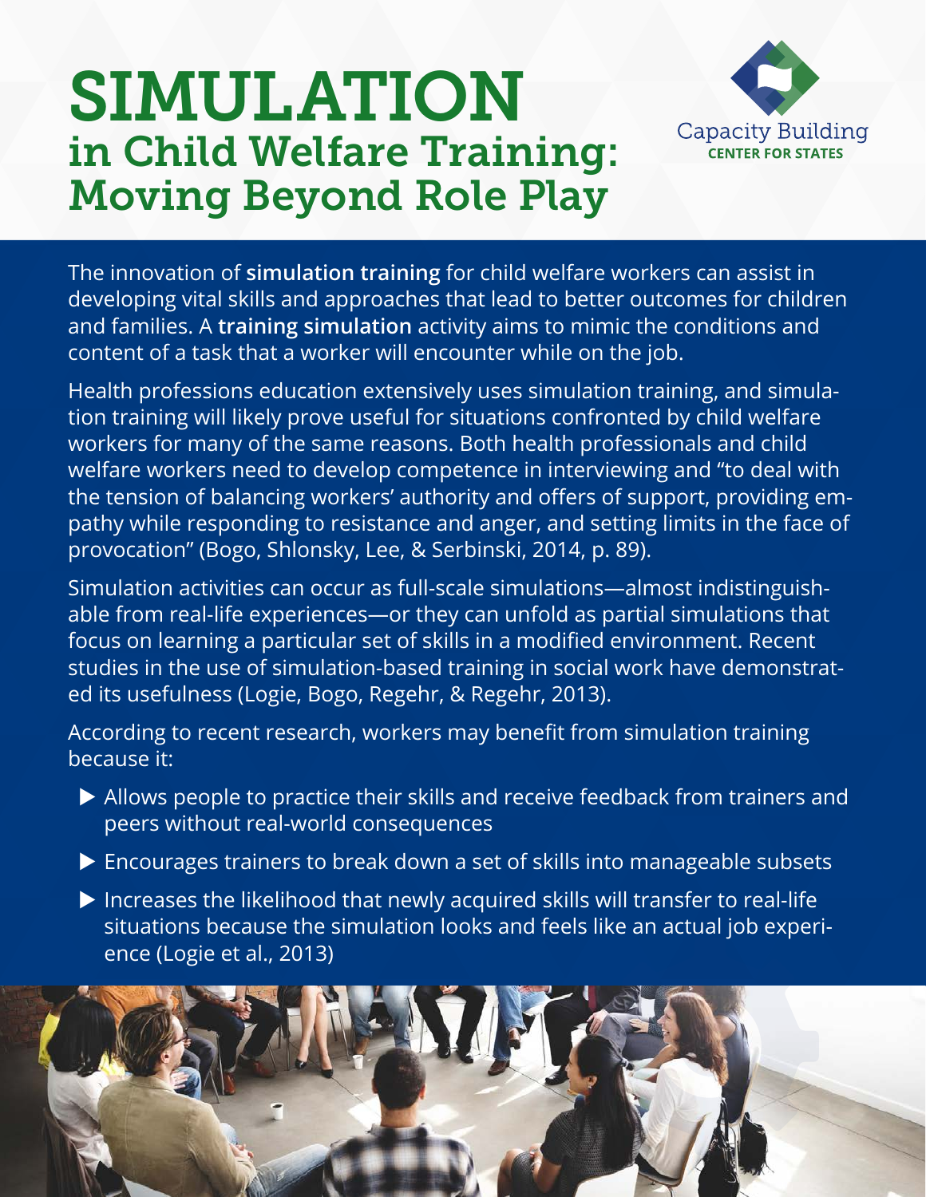# SIMULATION
## in Child Welfare Training: Moving Beyond Role Play

Capacity Building
CENTER FOR STATES

The innovation of **simulation training** for child welfare workers can assist in developing vital skills and approaches that lead to better outcomes for children and families. A **training simulation** activity aims to mimic the conditions and content of a task that a worker will encounter while on the job.

Health professions education extensively uses simulation training, and simulation training will likely prove useful for situations confronted by child welfare workers for many of the same reasons. Both health professionals and child welfare workers need to develop competence in interviewing and "to deal with the tension of balancing workers' authority and offers of support, providing empathy while responding to resistance and anger, and setting limits in the face of provocation" (Bogo, Shlonsky, Lee, & Serbinski, 2014, p. 89).

Simulation activities can occur as full-scale simulations—almost indistinguishable from real-life experiences—or they can unfold as partial simulations that focus on learning a particular set of skills in a modified environment. Recent studies in the use of simulation-based training in social work have demonstrated its usefulness (Logie, Bogo, Regehr, & Regehr, 2013).

According to recent research, workers may benefit from simulation training because it:

- Allows people to practice their skills and receive feedback from trainers and peers without real-world consequences
- Encourages trainers to break down a set of skills into manageable subsets
- Increases the likelihood that newly acquired skills will transfer to real-life situations because the simulation looks and feels like an actual job experience (Logie et al., 2013)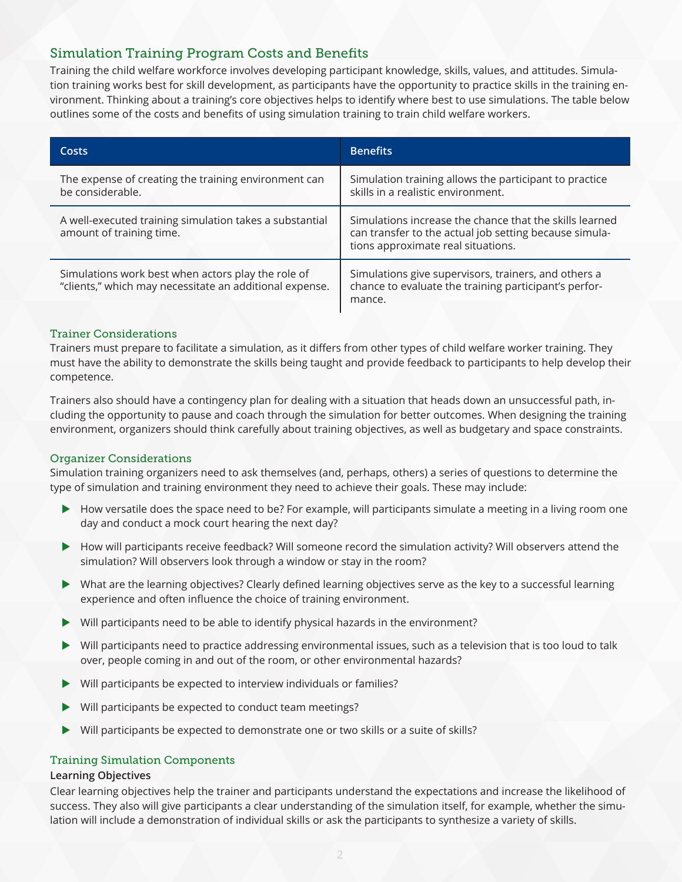## Simulation Training Program Costs and Benefits

Training the child welfare workforce involves developing participant knowledge, skills, values, and attitudes. Simulation training works best for skill development, as participants have the opportunity to practice skills in the training environment. Thinking about a training's core objectives helps to identify where best to use simulations. The table below outlines some of the costs and benefits of using simulation training to train child welfare workers.

| Costs | Benefits |
|---|---|
| The expense of creating the training environment can be considerable. | Simulation training allows the participant to practice skills in a realistic environment. |
| A well-executed training simulation takes a substantial amount of training time. | Simulations increase the chance that the skills learned can transfer to the actual job setting because simulations approximate real situations. |
| Simulations work best when actors play the role of "clients," which may necessitate an additional expense. | Simulations give supervisors, trainers, and others a chance to evaluate the training participant's performance. |

### Trainer Considerations

Trainers must prepare to facilitate a simulation, as it differs from other types of child welfare worker training. They must have the ability to demonstrate the skills being taught and provide feedback to participants to help develop their competence.

Trainers also should have a contingency plan for dealing with a situation that heads down an unsuccessful path, including the opportunity to pause and coach through the simulation for better outcomes. When designing the training environment, organizers should think carefully about training objectives, as well as budgetary and space constraints.

### Organizer Considerations

Simulation training organizers need to ask themselves (and, perhaps, others) a series of questions to determine the type of simulation and training environment they need to achieve their goals. These may include:

- How versatile does the space need to be? For example, will participants simulate a meeting in a living room one day and conduct a mock court hearing the next day?
- How will participants receive feedback? Will someone record the simulation activity? Will observers attend the simulation? Will observers look through a window or stay in the room?
- What are the learning objectives? Clearly defined learning objectives serve as the key to a successful learning experience and often influence the choice of training environment.
- Will participants need to be able to identify physical hazards in the environment?
- Will participants need to practice addressing environmental issues, such as a television that is too loud to talk over, people coming in and out of the room, or other environmental hazards?
- Will participants be expected to interview individuals or families?
- Will participants be expected to conduct team meetings?
- Will participants be expected to demonstrate one or two skills or a suite of skills?

### Training Simulation Components

**Learning Objectives**

Clear learning objectives help the trainer and participants understand the expectations and increase the likelihood of success. They also will give participants a clear understanding of the simulation itself, for example, whether the simulation will include a demonstration of individual skills or ask the participants to synthesize a variety of skills.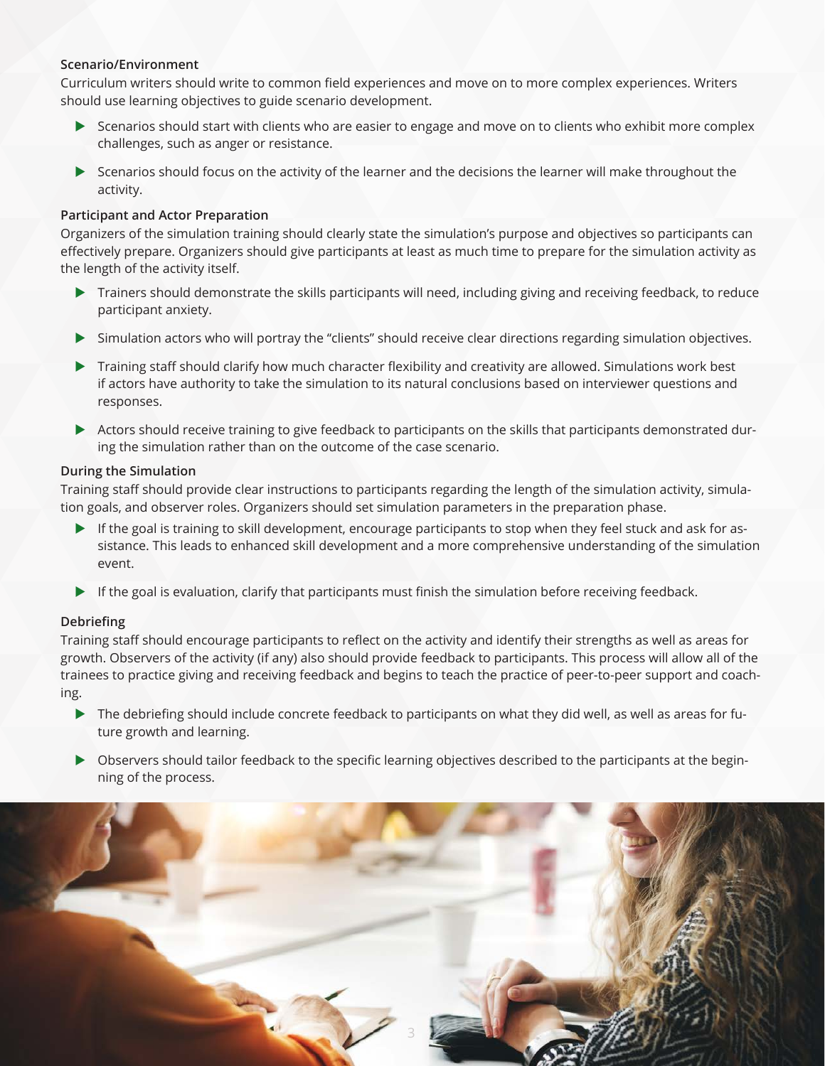### Scenario/Environment

Curriculum writers should write to common field experiences and move on to more complex experiences. Writers should use learning objectives to guide scenario development.

- Scenarios should start with clients who are easier to engage and move on to clients who exhibit more complex challenges, such as anger or resistance.
- Scenarios should focus on the activity of the learner and the decisions the learner will make throughout the activity.

### Participant and Actor Preparation

Organizers of the simulation training should clearly state the simulation's purpose and objectives so participants can effectively prepare. Organizers should give participants at least as much time to prepare for the simulation activity as the length of the activity itself.

- Trainers should demonstrate the skills participants will need, including giving and receiving feedback, to reduce participant anxiety.
- Simulation actors who will portray the "clients" should receive clear directions regarding simulation objectives.
- Training staff should clarify how much character flexibility and creativity are allowed. Simulations work best if actors have authority to take the simulation to its natural conclusions based on interviewer questions and responses.
- Actors should receive training to give feedback to participants on the skills that participants demonstrated during the simulation rather than on the outcome of the case scenario.

### During the Simulation

Training staff should provide clear instructions to participants regarding the length of the simulation activity, simulation goals, and observer roles. Organizers should set simulation parameters in the preparation phase.

- If the goal is training to skill development, encourage participants to stop when they feel stuck and ask for assistance. This leads to enhanced skill development and a more comprehensive understanding of the simulation event.
- If the goal is evaluation, clarify that participants must finish the simulation before receiving feedback.

### Debriefing

Training staff should encourage participants to reflect on the activity and identify their strengths as well as areas for growth. Observers of the activity (if any) also should provide feedback to participants. This process will allow all of the trainees to practice giving and receiving feedback and begins to teach the practice of peer-to-peer support and coaching.

- The debriefing should include concrete feedback to participants on what they did well, as well as areas for future growth and learning.
- Observers should tailor feedback to the specific learning objectives described to the participants at the beginning of the process.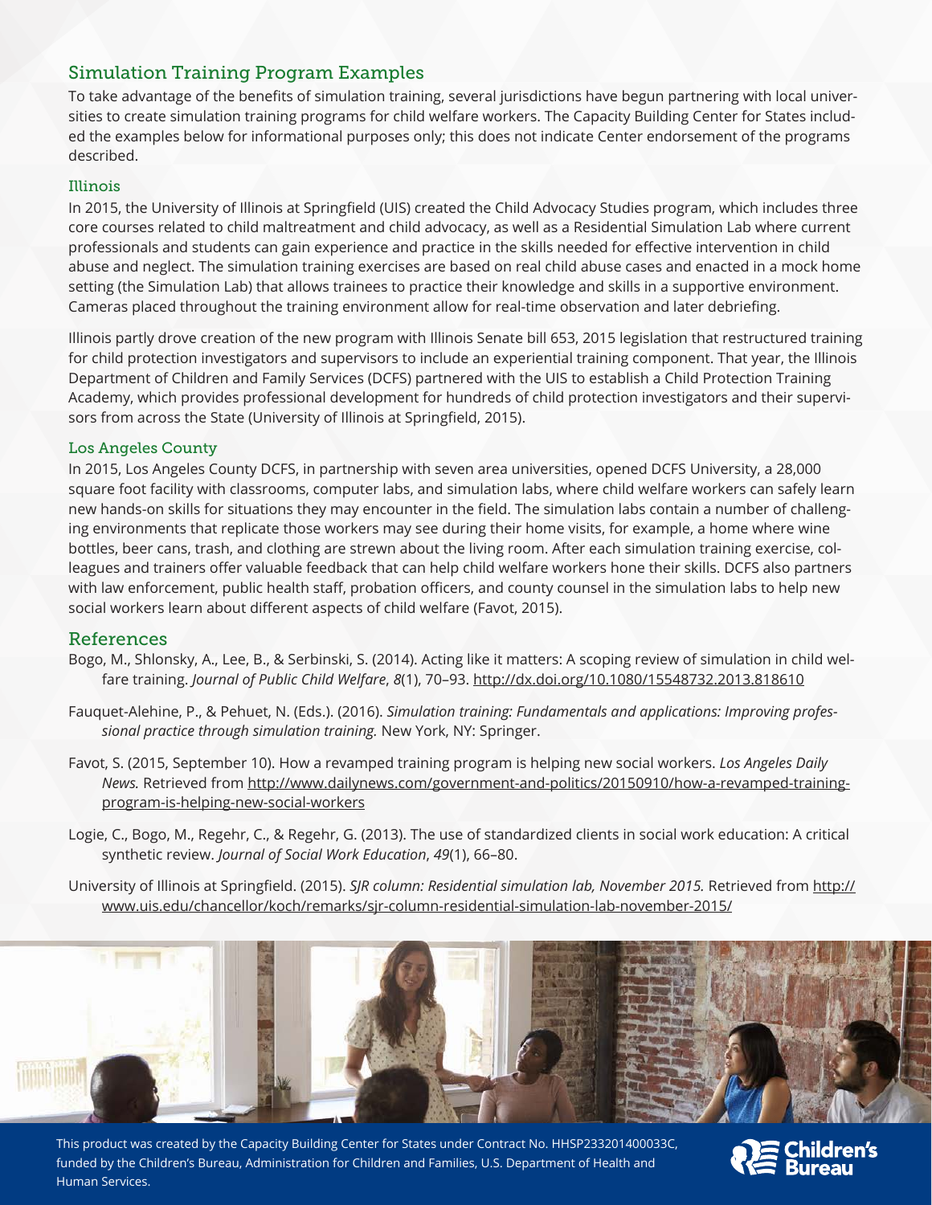## Simulation Training Program Examples

To take advantage of the benefits of simulation training, several jurisdictions have begun partnering with local universities to create simulation training programs for child welfare workers. The Capacity Building Center for States included the examples below for informational purposes only; this does not indicate Center endorsement of the programs described.

### Illinois

In 2015, the University of Illinois at Springfield (UIS) created the Child Advocacy Studies program, which includes three core courses related to child maltreatment and child advocacy, as well as a Residential Simulation Lab where current professionals and students can gain experience and practice in the skills needed for effective intervention in child abuse and neglect. The simulation training exercises are based on real child abuse cases and enacted in a mock home setting (the Simulation Lab) that allows trainees to practice their knowledge and skills in a supportive environment. Cameras placed throughout the training environment allow for real-time observation and later debriefing.

Illinois partly drove creation of the new program with Illinois Senate bill 653, 2015 legislation that restructured training for child protection investigators and supervisors to include an experiential training component. That year, the Illinois Department of Children and Family Services (DCFS) partnered with the UIS to establish a Child Protection Training Academy, which provides professional development for hundreds of child protection investigators and their supervisors from across the State (University of Illinois at Springfield, 2015).

### Los Angeles County

In 2015, Los Angeles County DCFS, in partnership with seven area universities, opened DCFS University, a 28,000 square foot facility with classrooms, computer labs, and simulation labs, where child welfare workers can safely learn new hands-on skills for situations they may encounter in the field. The simulation labs contain a number of challenging environments that replicate those workers may see during their home visits, for example, a home where wine bottles, beer cans, trash, and clothing are strewn about the living room. After each simulation training exercise, colleagues and trainers offer valuable feedback that can help child welfare workers hone their skills. DCFS also partners with law enforcement, public health staff, probation officers, and county counsel in the simulation labs to help new social workers learn about different aspects of child welfare (Favot, 2015).

## References

Bogo, M., Shlonsky, A., Lee, B., & Serbinski, S. (2014). Acting like it matters: A scoping review of simulation in child welfare training. *Journal of Public Child Welfare*, *8*(1), 70–93. http://dx.doi.org/10.1080/15548732.2013.818610

Fauquet-Alehine, P., & Pehuet, N. (Eds.). (2016). *Simulation training: Fundamentals and applications: Improving professional practice through simulation training.* New York, NY: Springer.

Favot, S. (2015, September 10). How a revamped training program is helping new social workers. *Los Angeles Daily News.* Retrieved from http://www.dailynews.com/government-and-politics/20150910/how-a-revamped-training-program-is-helping-new-social-workers

Logie, C., Bogo, M., Regehr, C., & Regehr, G. (2013). The use of standardized clients in social work education: A critical synthetic review. *Journal of Social Work Education*, *49*(1), 66–80.

University of Illinois at Springfield. (2015). *SJR column: Residential simulation lab, November 2015.* Retrieved from http://www.uis.edu/chancellor/koch/remarks/sjr-column-residential-simulation-lab-november-2015/

This product was created by the Capacity Building Center for States under Contract No. HHSP233201400033C, funded by the Children's Bureau, Administration for Children and Families, U.S. Department of Health and Human Services.

Children's Bureau